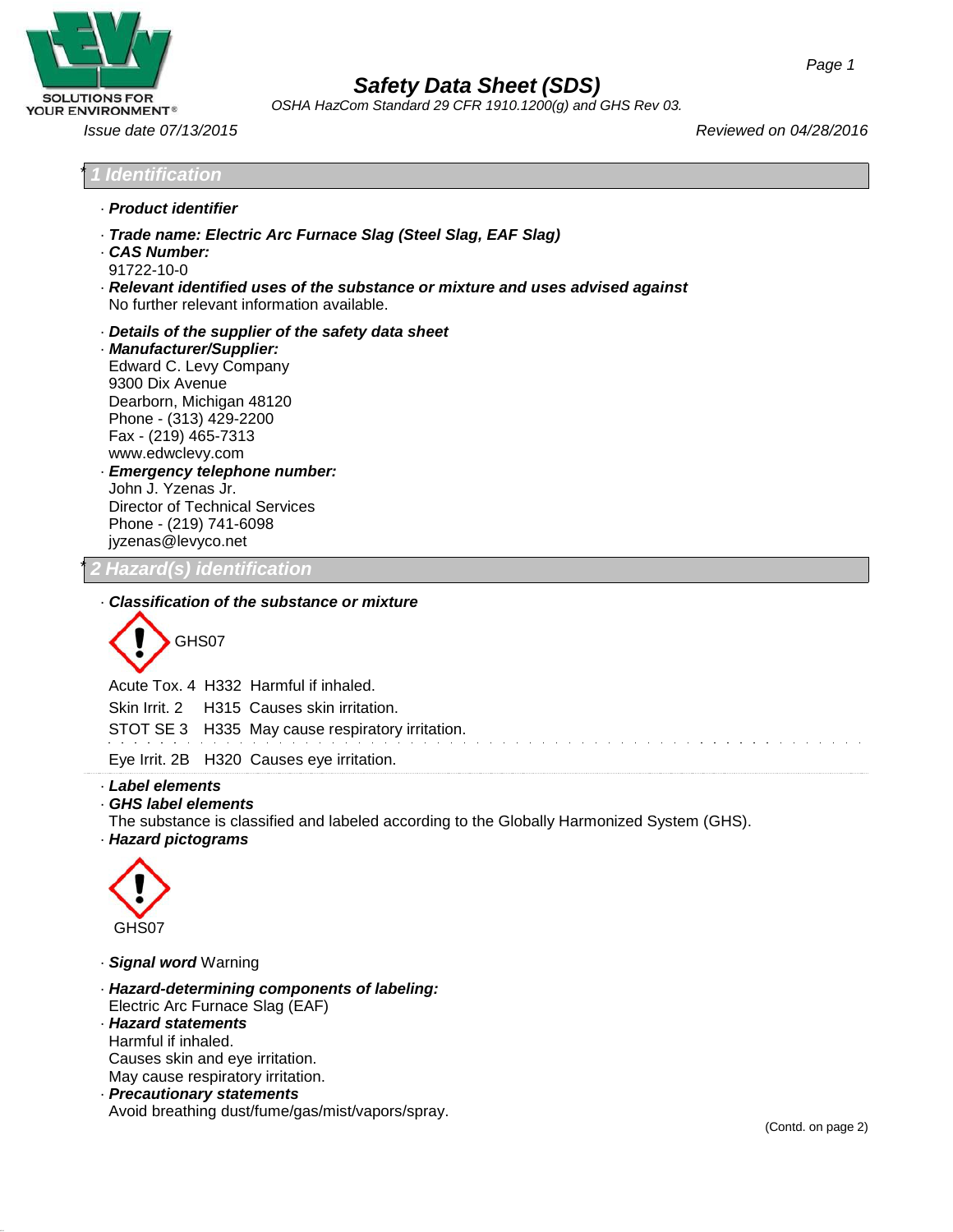# Safety Data Sheet (SDS)

*OSHA HazCom Standard 29 CFR 1910.1200(g) and GHS Rev 03.*

*Issue date 07/13/2015* — *Reviewed on 04/28/2016*

## * 1 Identification

· **Product identifier**

· **Trade name: Electric Arc Furnace Slag (Steel Slag, EAF Slag)**

· **CAS Number:**
91722-10-0

· **Relevant identified uses of the substance or mixture and uses advised against**
No further relevant information available.

· **Details of the supplier of the safety data sheet**

· **Manufacturer/Supplier:**
Edward C. Levy Company
9300 Dix Avenue
Dearborn, Michigan 48120
Phone - (313) 429-2200
Fax - (219) 465-7313
www.edwclevy.com

· **Emergency telephone number:**
John J. Yzenas Jr.
Director of Technical Services
Phone - (219) 741-6098
jyzenas@levyco.net

## * 2 Hazard(s) identification

· **Classification of the substance or mixture**

GHS07

Acute Tox. 4 H332 Harmful if inhaled.

Skin Irrit. 2 H315 Causes skin irritation.

STOT SE 3 H335 May cause respiratory irritation.

Eye Irrit. 2B H320 Causes eye irritation.

· **Label elements**

· **GHS label elements**
The substance is classified and labeled according to the Globally Harmonized System (GHS).

· **Hazard pictograms**

GHS07

· **Signal word** Warning

· **Hazard-determining components of labeling:**
Electric Arc Furnace Slag (EAF)

· **Hazard statements**
Harmful if inhaled.
Causes skin and eye irritation.
May cause respiratory irritation.

· **Precautionary statements**
Avoid breathing dust/fume/gas/mist/vapors/spray.

(Contd. on page 2)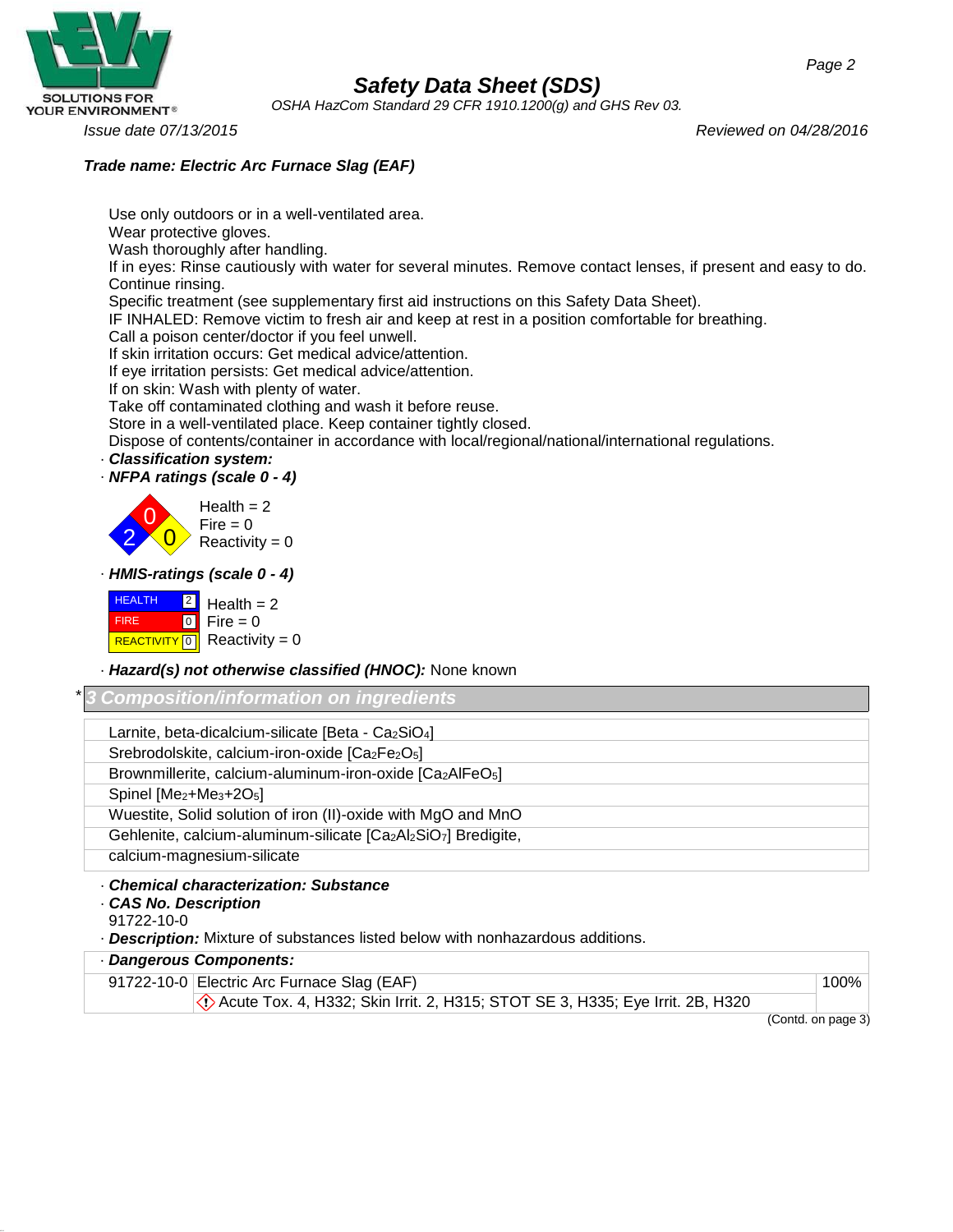Use only outdoors or in a well-ventilated area.
Wear protective gloves.
Wash thoroughly after handling.
If in eyes: Rinse cautiously with water for several minutes. Remove contact lenses, if present and easy to do. Continue rinsing.
Specific treatment (see supplementary first aid instructions on this Safety Data Sheet).
IF INHALED: Remove victim to fresh air and keep at rest in a position comfortable for breathing.
Call a poison center/doctor if you feel unwell.
If skin irritation occurs: Get medical advice/attention.
If eye irritation persists: Get medical advice/attention.
If on skin: Wash with plenty of water.
Take off contaminated clothing and wash it before reuse.
Store in a well-ventilated place. Keep container tightly closed.
Dispose of contents/container in accordance with local/regional/national/international regulations.

· **Classification system:**

· **NFPA ratings (scale 0 - 4)**

Health = 2
Fire = 0
Reactivity = 0

· **HMIS-ratings (scale 0 - 4)**

| | | |
|---|---|---|
| HEALTH | 2 | Health = 2 |
| FIRE | 0 | Fire = 0 |
| REACTIVITY | 0 | Reactivity = 0 |

· **Hazard(s) not otherwise classified (HNOC):** None known

## * 3 Composition/information on ingredients

| |
|---|
| Larnite, beta-dicalcium-silicate [Beta - $Ca_2SiO_4$] |
| Srebrodolskite, calcium-iron-oxide [$Ca_2Fe_2O_5$] |
| Brownmillerite, calcium-aluminum-iron-oxide [$Ca_2AlFeO_5$] |
| Spinel [$Me_2$+$Me_3$+2$O_5$] |
| Wuestite, Solid solution of iron (II)-oxide with MgO and MnO |
| Gehlenite, calcium-aluminum-silicate [$Ca_2Al_2SiO_7$] Bredigite, |
| calcium-magnesium-silicate |

· **Chemical characterization: Substance**

· **CAS No. Description**
91722-10-0

· **Description:** Mixture of substances listed below with nonhazardous additions.

· **Dangerous Components:**

| | | |
|---|---|---|
| 91722-10-0 | Electric Arc Furnace Slag (EAF) | 100% |
| | Acute Tox. 4, H332; Skin Irrit. 2, H315; STOT SE 3, H335; Eye Irrit. 2B, H320 | |

(Contd. on page 3)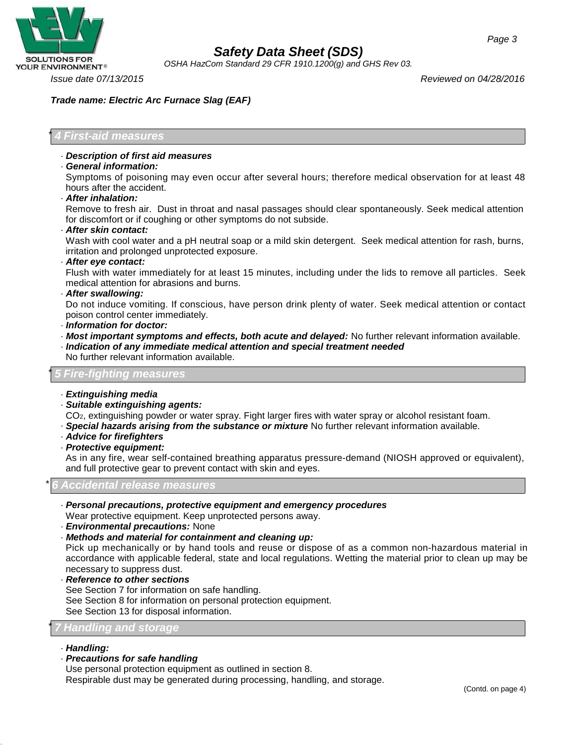**Trade name: Electric Arc Furnace Slag (EAF)**

## * 4 First-aid measures

· ***Description of first aid measures***

· ***General information:***
Symptoms of poisoning may even occur after several hours; therefore medical observation for at least 48 hours after the accident.

· ***After inhalation:***
Remove to fresh air. Dust in throat and nasal passages should clear spontaneously. Seek medical attention for discomfort or if coughing or other symptoms do not subside.

· ***After skin contact:***
Wash with cool water and a pH neutral soap or a mild skin detergent. Seek medical attention for rash, burns, irritation and prolonged unprotected exposure.

· ***After eye contact:***
Flush with water immediately for at least 15 minutes, including under the lids to remove all particles. Seek medical attention for abrasions and burns.

· ***After swallowing:***
Do not induce vomiting. If conscious, have person drink plenty of water. Seek medical attention or contact poison control center immediately.

· ***Information for doctor:***

· ***Most important symptoms and effects, both acute and delayed:*** No further relevant information available.

· ***Indication of any immediate medical attention and special treatment needed***
No further relevant information available.

## * 5 Fire-fighting measures

· ***Extinguishing media***

· ***Suitable extinguishing agents:***
$CO_2$, extinguishing powder or water spray. Fight larger fires with water spray or alcohol resistant foam.

· ***Special hazards arising from the substance or mixture*** No further relevant information available.

· ***Advice for firefighters***

· ***Protective equipment:***
As in any fire, wear self-contained breathing apparatus pressure-demand (NIOSH approved or equivalent), and full protective gear to prevent contact with skin and eyes.

## * 6 Accidental release measures

· ***Personal precautions, protective equipment and emergency procedures***
Wear protective equipment. Keep unprotected persons away.

· ***Environmental precautions:*** None

· ***Methods and material for containment and cleaning up:***
Pick up mechanically or by hand tools and reuse or dispose of as a common non-hazardous material in accordance with applicable federal, state and local regulations. Wetting the material prior to clean up may be necessary to suppress dust.

· ***Reference to other sections***
See Section 7 for information on safe handling.
See Section 8 for information on personal protection equipment.
See Section 13 for disposal information.

## * 7 Handling and storage

· ***Handling:***

· ***Precautions for safe handling***
Use personal protection equipment as outlined in section 8.
Respirable dust may be generated during processing, handling, and storage.

(Contd. on page 4)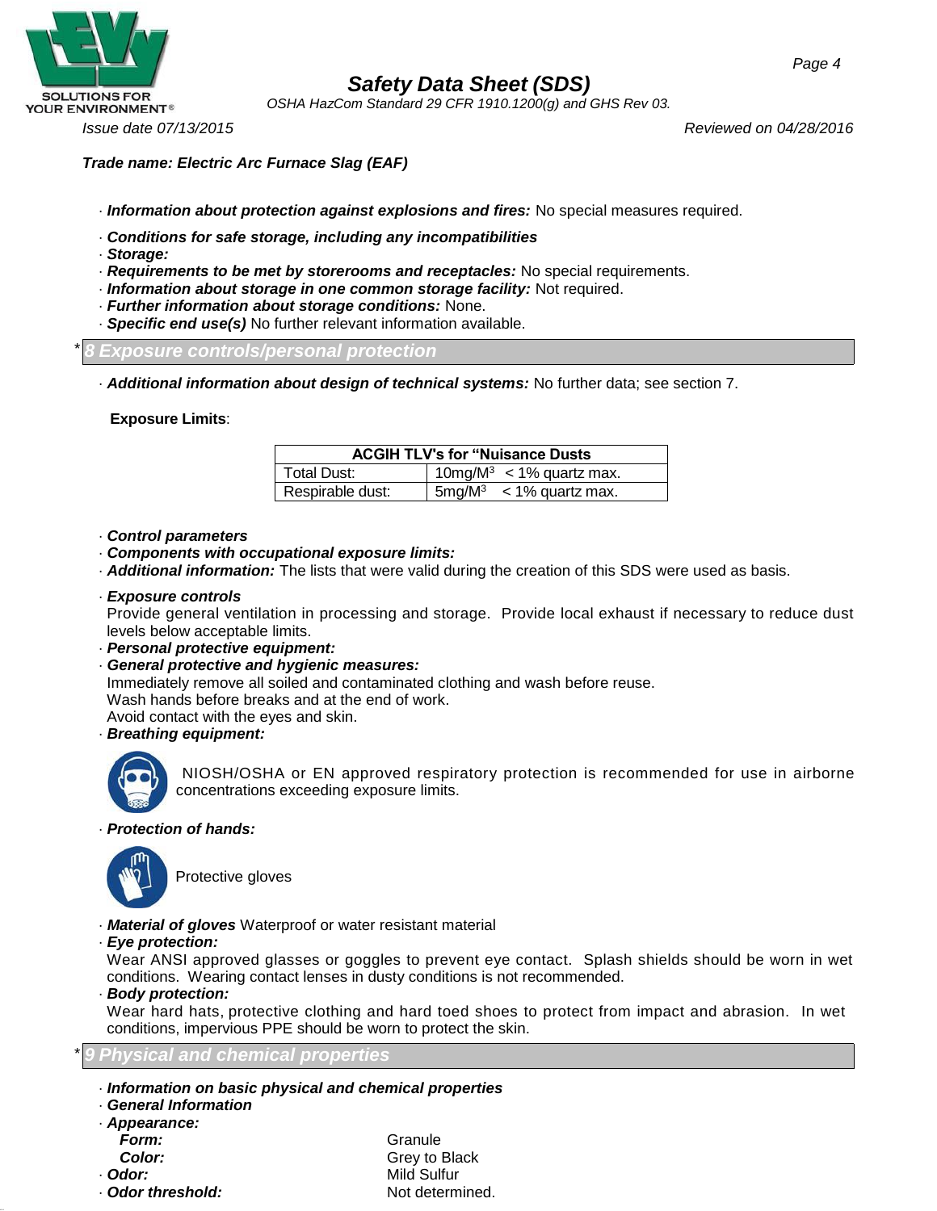**Trade name: Electric Arc Furnace Slag (EAF)**

· ***Information about protection against explosions and fires:*** No special measures required.

· ***Conditions for safe storage, including any incompatibilities***
· ***Storage:***
· ***Requirements to be met by storerooms and receptacles:*** No special requirements.
· ***Information about storage in one common storage facility:*** Not required.
· ***Further information about storage conditions:*** None.
· ***Specific end use(s)*** No further relevant information available.

## * 8 Exposure controls/personal protection

· ***Additional information about design of technical systems:*** No further data; see section 7.

**Exposure Limits**:

| ACGIH TLV's for "Nuisance Dusts | |
|---|---|
| Total Dust: | 10mg/M$^3$ < 1% quartz max. |
| Respirable dust: | 5mg/M$^3$ < 1% quartz max. |

· ***Control parameters***
· ***Components with occupational exposure limits:***
· ***Additional information:*** The lists that were valid during the creation of this SDS were used as basis.

· ***Exposure controls***
Provide general ventilation in processing and storage. Provide local exhaust if necessary to reduce dust levels below acceptable limits.
· ***Personal protective equipment:***
· ***General protective and hygienic measures:***
Immediately remove all soiled and contaminated clothing and wash before reuse.
Wash hands before breaks and at the end of work.
Avoid contact with the eyes and skin.
· ***Breathing equipment:***

NIOSH/OSHA or EN approved respiratory protection is recommended for use in airborne concentrations exceeding exposure limits.

· ***Protection of hands:***

Protective gloves

· ***Material of gloves*** Waterproof or water resistant material
· ***Eye protection:***
Wear ANSI approved glasses or goggles to prevent eye contact. Splash shields should be worn in wet conditions. Wearing contact lenses in dusty conditions is not recommended.
· ***Body protection:***
Wear hard hats, protective clothing and hard toed shoes to protect from impact and abrasion. In wet conditions, impervious PPE should be worn to protect the skin.

## * 9 Physical and chemical properties

· ***Information on basic physical and chemical properties***
· ***General Information***
· ***Appearance:***
  - ***Form:*** Granule
  - ***Color:*** Grey to Black
· ***Odor:*** Mild Sulfur
· ***Odor threshold:*** Not determined.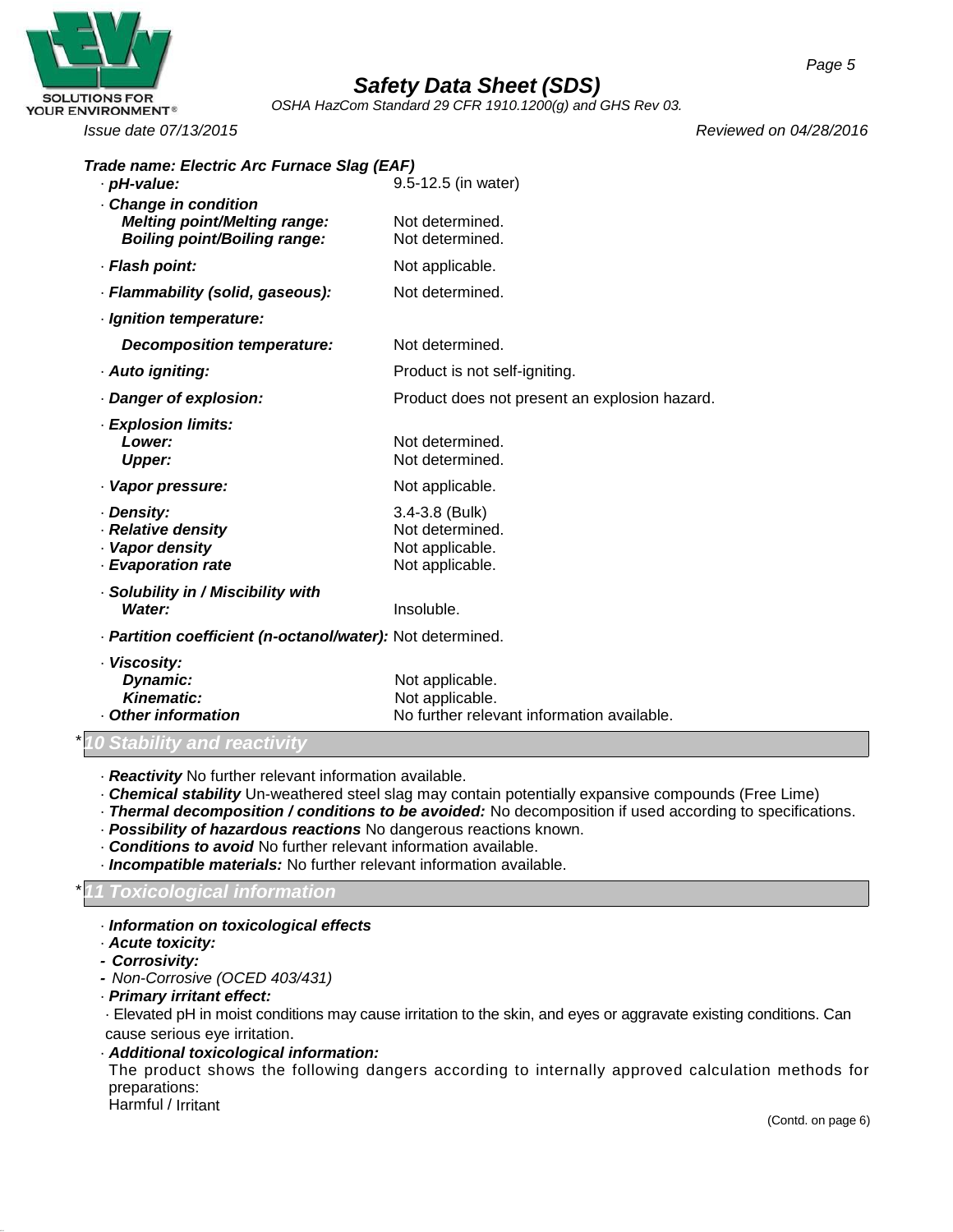**Trade name: Electric Arc Furnace Slag (EAF)**

- · ***pH-value:*** 9.5-12.5 (in water)
- · ***Change in condition***
  - ***Melting point/Melting range:*** Not determined.
  - ***Boiling point/Boiling range:*** Not determined.
- · ***Flash point:*** Not applicable.
- · ***Flammability (solid, gaseous):*** Not determined.
- · ***Ignition temperature:***
  - ***Decomposition temperature:*** Not determined.
- · ***Auto igniting:*** Product is not self-igniting.
- · ***Danger of explosion:*** Product does not present an explosion hazard.
- · ***Explosion limits:***
  - ***Lower:*** Not determined.
  - ***Upper:*** Not determined.
- · ***Vapor pressure:*** Not applicable.
- · ***Density:*** 3.4-3.8 (Bulk)
- · ***Relative density*** Not determined.
- · ***Vapor density*** Not applicable.
- · ***Evaporation rate*** Not applicable.
- · ***Solubility in / Miscibility with***
  - ***Water:*** Insoluble.
- · ***Partition coefficient (n-octanol/water):*** Not determined.
- · ***Viscosity:***
  - ***Dynamic:*** Not applicable.
  - ***Kinematic:*** Not applicable.
- · ***Other information*** No further relevant information available.

## *10 Stability and reactivity

- · ***Reactivity*** No further relevant information available.
- · ***Chemical stability*** Un-weathered steel slag may contain potentially expansive compounds (Free Lime)
- · ***Thermal decomposition / conditions to be avoided:*** No decomposition if used according to specifications.
- · ***Possibility of hazardous reactions*** No dangerous reactions known.
- · ***Conditions to avoid*** No further relevant information available.
- · ***Incompatible materials:*** No further relevant information available.

## *11 Toxicological information

- · ***Information on toxicological effects***
- · ***Acute toxicity:***
- **-** ***Corrosivity:***
- **-** *Non-Corrosive (OCED 403/431)*
- · ***Primary irritant effect:***
  - · Elevated pH in moist conditions may cause irritation to the skin, and eyes or aggravate existing conditions. Can cause serious eye irritation.
- · ***Additional toxicological information:***

  The product shows the following dangers according to internally approved calculation methods for preparations:

  Harmful / Irritant

(Contd. on page 6)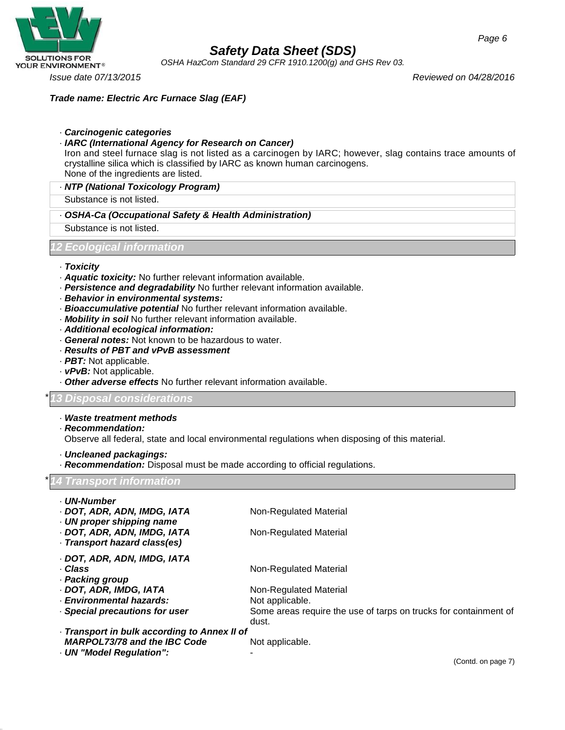Trade name: Electric Arc Furnace Slag (EAF)

· **Carcinogenic categories**

· **IARC (International Agency for Research on Cancer)**
Iron and steel furnace slag is not listed as a carcinogen by IARC; however, slag contains trace amounts of crystalline silica which is classified by IARC as known human carcinogens.
None of the ingredients are listed.

· **NTP (National Toxicology Program)**
Substance is not listed.

· **OSHA-Ca (Occupational Safety & Health Administration)**
Substance is not listed.

## 12 Ecological information

· **Toxicity**
· **Aquatic toxicity:** No further relevant information available.
· **Persistence and degradability** No further relevant information available.
· **Behavior in environmental systems:**
· **Bioaccumulative potential** No further relevant information available.
· **Mobility in soil** No further relevant information available.
· **Additional ecological information:**
· **General notes:** Not known to be hazardous to water.
· **Results of PBT and vPvB assessment**
· **PBT:** Not applicable.
· **vPvB:** Not applicable.
· **Other adverse effects** No further relevant information available.

## * 13 Disposal considerations

· **Waste treatment methods**
· **Recommendation:**
Observe all federal, state and local environmental regulations when disposing of this material.

· **Uncleaned packagings:**
· **Recommendation:** Disposal must be made according to official regulations.

## * 14 Transport information

· **UN-Number**
· **DOT, ADR, ADN, IMDG, IATA** Non-Regulated Material
· **UN proper shipping name**
· **DOT, ADR, ADN, IMDG, IATA** Non-Regulated Material
· **Transport hazard class(es)**

· **DOT, ADR, ADN, IMDG, IATA**
· **Class** Non-Regulated Material
· **Packing group**
· **DOT, ADR, IMDG, IATA** Non-Regulated Material
· **Environmental hazards:** Not applicable.
· **Special precautions for user** Some areas require the use of tarps on trucks for containment of dust.
· **Transport in bulk according to Annex II of MARPOL73/78 and the IBC Code** Not applicable.
· **UN "Model Regulation":** -

(Contd. on page 7)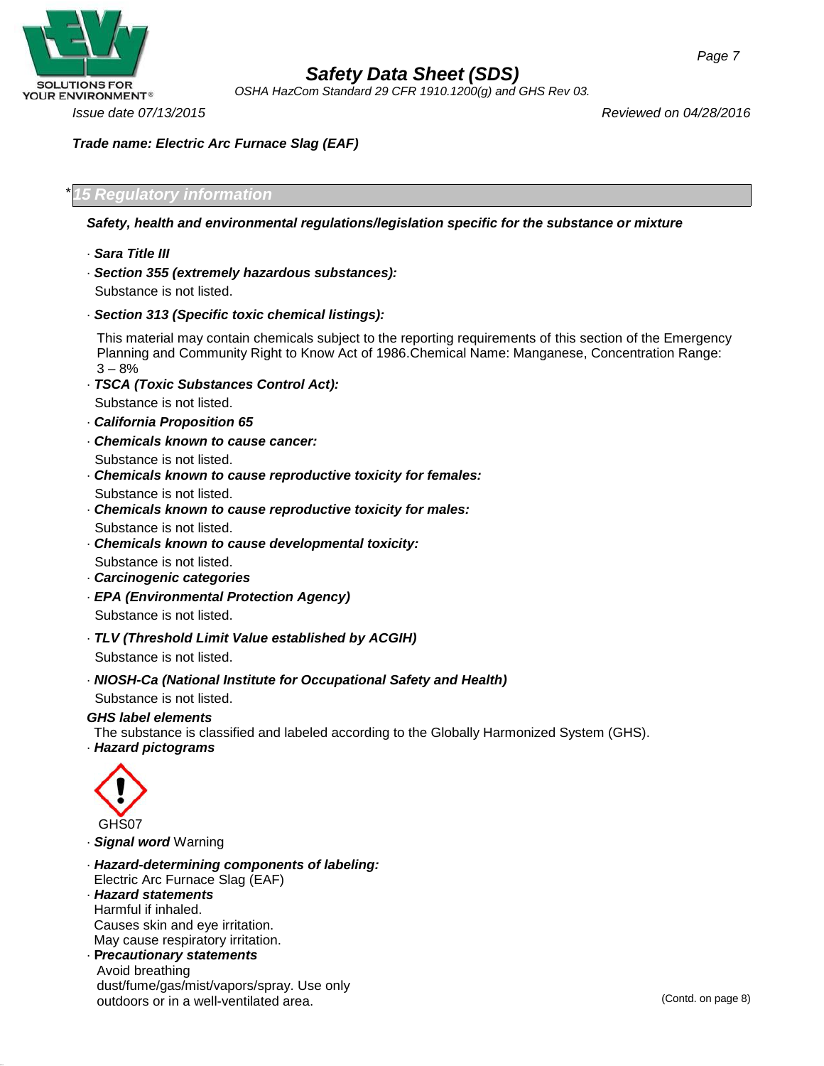**Trade name: Electric Arc Furnace Slag (EAF)**

## *15 Regulatory information

***Safety, health and environmental regulations/legislation specific for the substance or mixture***

· ***Sara Title III***

· ***Section 355 (extremely hazardous substances):***
Substance is not listed.

· ***Section 313 (Specific toxic chemical listings):***

This material may contain chemicals subject to the reporting requirements of this section of the Emergency Planning and Community Right to Know Act of 1986.Chemical Name: Manganese, Concentration Range: 3 – 8%

· ***TSCA (Toxic Substances Control Act):***
Substance is not listed.

· ***California Proposition 65***

· ***Chemicals known to cause cancer:***
Substance is not listed.

· ***Chemicals known to cause reproductive toxicity for females:***
Substance is not listed.

· ***Chemicals known to cause reproductive toxicity for males:***
Substance is not listed.

· ***Chemicals known to cause developmental toxicity:***
Substance is not listed.

· ***Carcinogenic categories***

· ***EPA (Environmental Protection Agency)***
Substance is not listed.

· ***TLV (Threshold Limit Value established by ACGIH)***
Substance is not listed.

· ***NIOSH-Ca (National Institute for Occupational Safety and Health)***
Substance is not listed.

***GHS label elements***
The substance is classified and labeled according to the Globally Harmonized System (GHS).

· ***Hazard pictograms***

GHS07

· ***Signal word*** Warning

· ***Hazard-determining components of labeling:***
Electric Arc Furnace Slag (EAF)

· ***Hazard statements***
Harmful if inhaled.
Causes skin and eye irritation.
May cause respiratory irritation.

· ***Precautionary statements***
Avoid breathing dust/fume/gas/mist/vapors/spray. Use only outdoors or in a well-ventilated area.

(Contd. on page 8)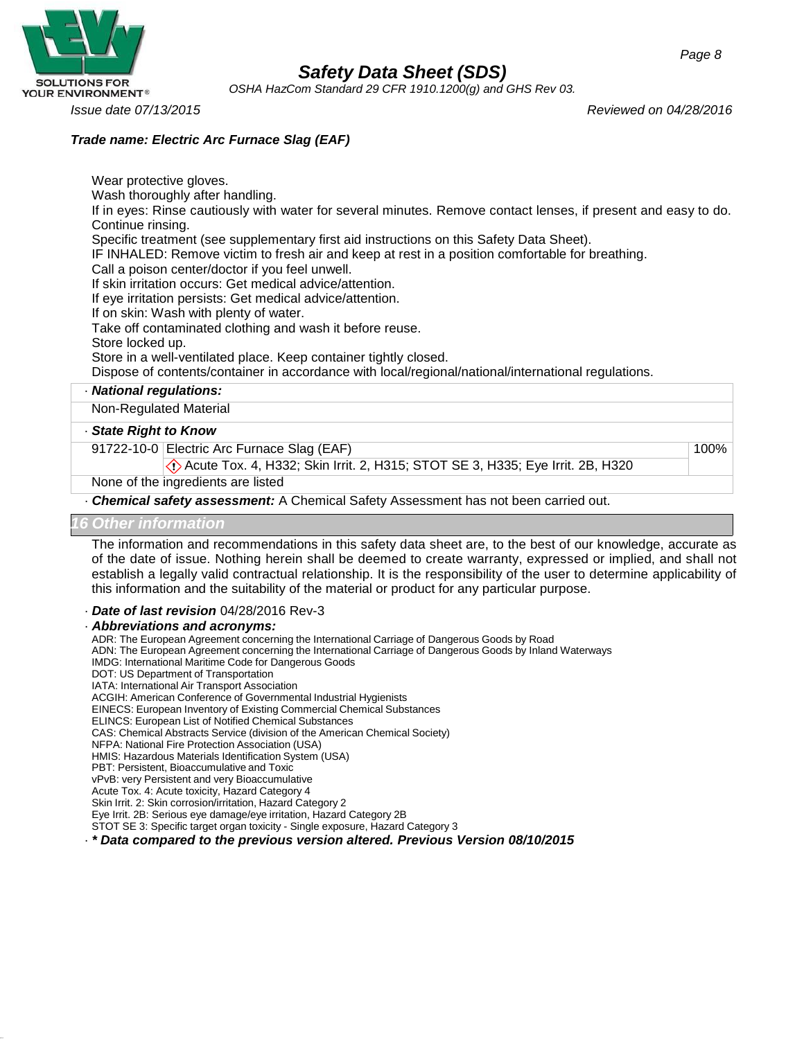Wear protective gloves.
Wash thoroughly after handling.
If in eyes: Rinse cautiously with water for several minutes. Remove contact lenses, if present and easy to do. Continue rinsing.
Specific treatment (see supplementary first aid instructions on this Safety Data Sheet).
IF INHALED: Remove victim to fresh air and keep at rest in a position comfortable for breathing.
Call a poison center/doctor if you feel unwell.
If skin irritation occurs: Get medical advice/attention.
If eye irritation persists: Get medical advice/attention.
If on skin: Wash with plenty of water.
Take off contaminated clothing and wash it before reuse.
Store locked up.
Store in a well-ventilated place. Keep container tightly closed.
Dispose of contents/container in accordance with local/regional/national/international regulations.

· ***National regulations:***

Non-Regulated Material

· ***State Right to Know***

| | | |
|---|---|---|
| 91722-10-0 | Electric Arc Furnace Slag (EAF) | 100% |
| | Acute Tox. 4, H332; Skin Irrit. 2, H315; STOT SE 3, H335; Eye Irrit. 2B, H320 | |

None of the ingredients are listed

· ***Chemical safety assessment:*** A Chemical Safety Assessment has not been carried out.

## 16 Other information

The information and recommendations in this safety data sheet are, to the best of our knowledge, accurate as of the date of issue. Nothing herein shall be deemed to create warranty, expressed or implied, and shall not establish a legally valid contractual relationship. It is the responsibility of the user to determine applicability of this information and the suitability of the material or product for any particular purpose.

· ***Date of last revision*** 04/28/2016 Rev-3

· ***Abbreviations and acronyms:***

ADR: The European Agreement concerning the International Carriage of Dangerous Goods by Road
ADN: The European Agreement concerning the International Carriage of Dangerous Goods by Inland Waterways
IMDG: International Maritime Code for Dangerous Goods
DOT: US Department of Transportation
IATA: International Air Transport Association
ACGIH: American Conference of Governmental Industrial Hygienists
EINECS: European Inventory of Existing Commercial Chemical Substances
ELINCS: European List of Notified Chemical Substances
CAS: Chemical Abstracts Service (division of the American Chemical Society)
NFPA: National Fire Protection Association (USA)
HMIS: Hazardous Materials Identification System (USA)
PBT: Persistent, Bioaccumulative and Toxic
vPvB: very Persistent and very Bioaccumulative
Acute Tox. 4: Acute toxicity, Hazard Category 4
Skin Irrit. 2: Skin corrosion/irritation, Hazard Category 2
Eye Irrit. 2B: Serious eye damage/eye irritation, Hazard Category 2B
STOT SE 3: Specific target organ toxicity - Single exposure, Hazard Category 3

· ***\* Data compared to the previous version altered. Previous Version 08/10/2015***